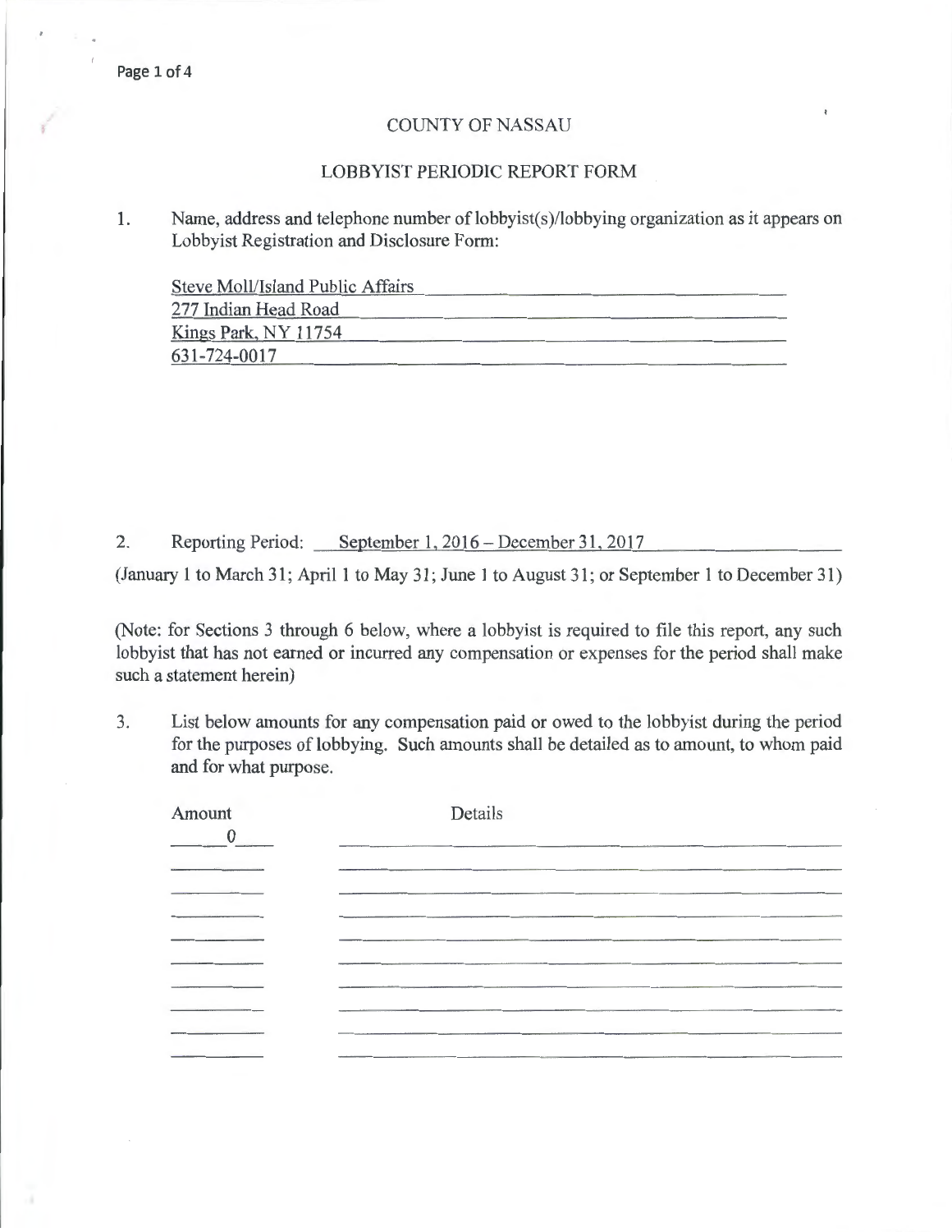# COUNTY OF NASSAU

## LOBBYIST PERIODIC REPORT FORM

1. Name, address and telephone number of lobbyist(s)/lobbying organization as it appears on Lobbyist Registration and Disclosure Form:

   Steve Moll/Island Public Affairs
   277 Indian Head Road
   Kings Park, NY 11754
   631-724-0017

2. Reporting Period: September 1, 2016 – December 31, 2017

(January 1 to March 31; April 1 to May 31; June 1 to August 31; or September 1 to December 31)

(Note: for Sections 3 through 6 below, where a lobbyist is required to file this report, any such lobbyist that has not earned or incurred any compensation or expenses for the period shall make such a statement herein)

3. List below amounts for any compensation paid or owed to the lobbyist during the period for the purposes of lobbying. Such amounts shall be detailed as to amount, to whom paid and for what purpose.

| Amount | Details |
|---|---|
| 0 | |
| | |
| | |
| | |
| | |
| | |
| | |
| | |
| | |
| | |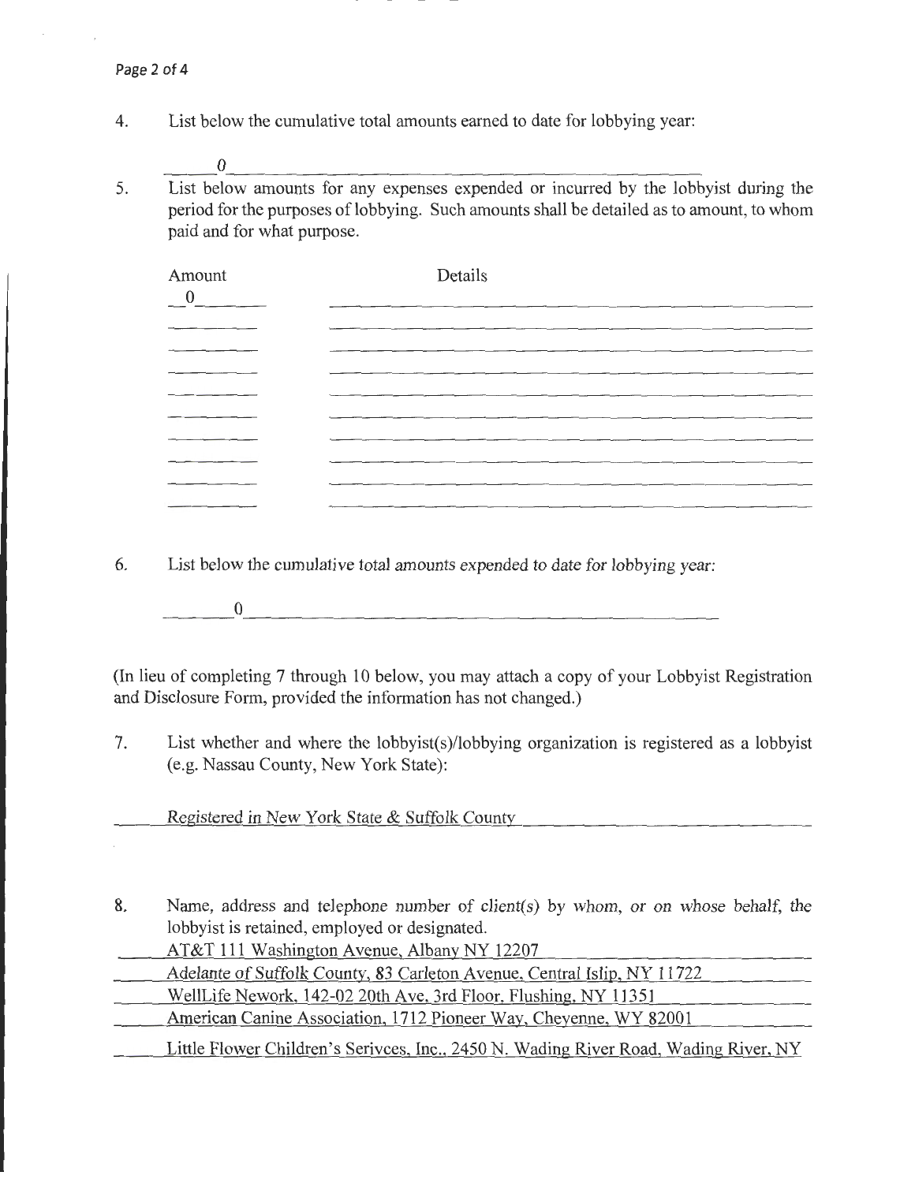4. List below the cumulative total amounts earned to date for lobbying year:

 0

5. List below amounts for any expenses expended or incurred by the lobbyist during the period for the purposes of lobbying. Such amounts shall be detailed as to amount, to whom paid and for what purpose.

| Amount | Details |
| --- | --- |
| 0 | |
| | |
| | |
| | |
| | |
| | |
| | |
| | |
| | |
| | |

6. List below the cumulative total amounts expended to date for lobbying year:

 0

(In lieu of completing 7 through 10 below, you may attach a copy of your Lobbyist Registration and Disclosure Form, provided the information has not changed.)

7. List whether and where the lobbyist(s)/lobbying organization is registered as a lobbyist (e.g. Nassau County, New York State):

Registered in New York State & Suffolk County

8. Name, address and telephone number of client(s) by whom, or on whose behalf, the lobbyist is retained, employed or designated.

AT&T 111 Washington Avenue, Albany NY 12207
Adelante of Suffolk County, 83 Carleton Avenue, Central Islip, NY 11722
WellLife Nework, 142-02 20th Ave, 3rd Floor, Flushing, NY 11351
American Canine Association, 1712 Pioneer Way, Cheyenne, WY 82001
Little Flower Children's Serivces, Inc., 2450 N. Wading River Road, Wading River, NY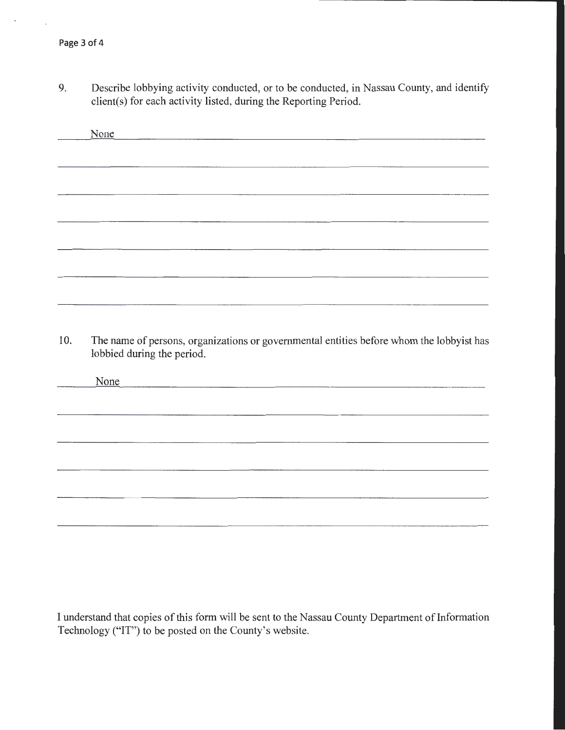9. Describe lobbying activity conducted, or to be conducted, in Nassau County, and identify client(s) for each activity listed, during the Reporting Period.

None

10. The name of persons, organizations or governmental entities before whom the lobbyist has lobbied during the period.

None

I understand that copies of this form will be sent to the Nassau County Department of Information Technology ("IT") to be posted on the County's website.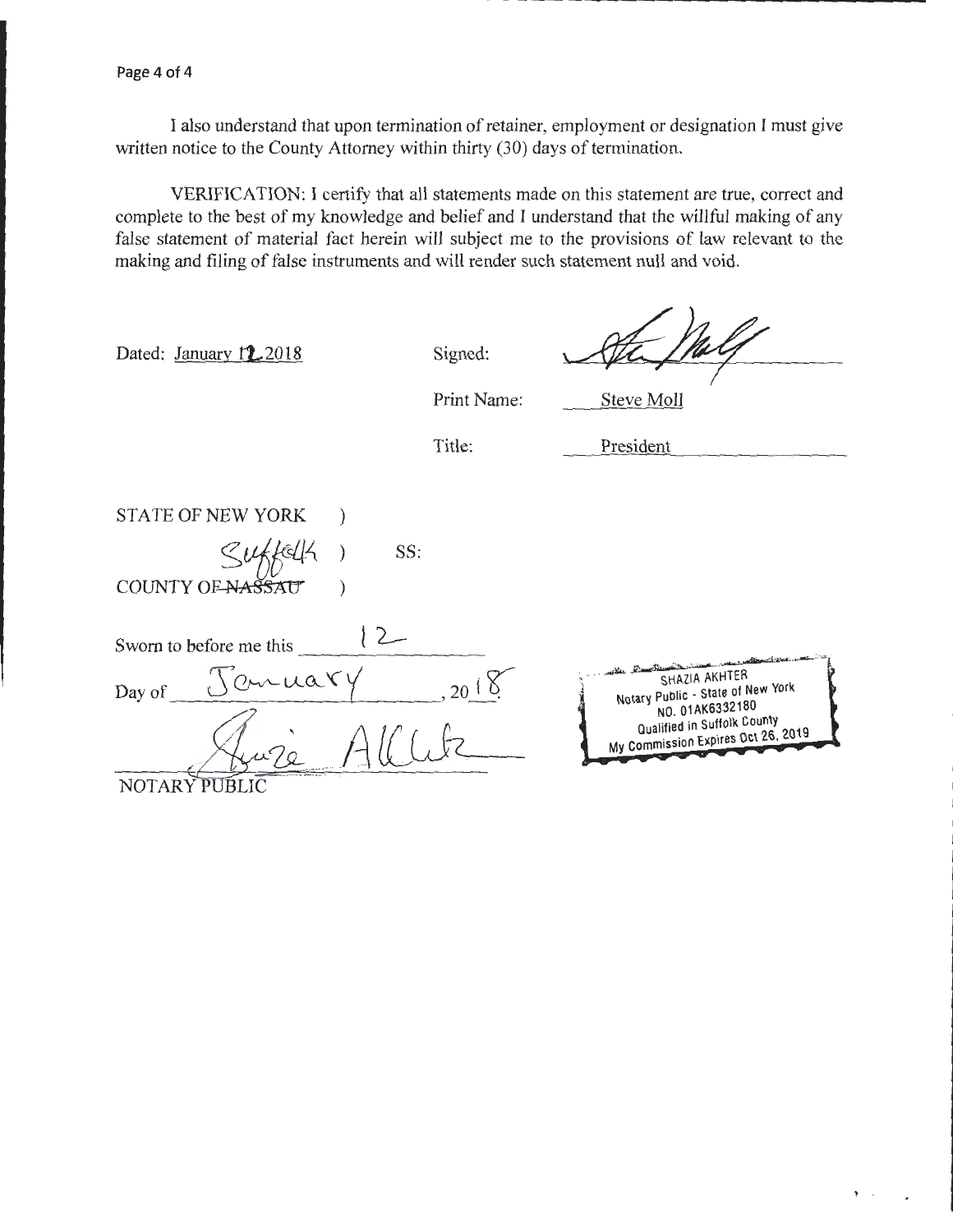I also understand that upon termination of retainer, employment or designation I must give written notice to the County Attorney within thirty (30) days of termination.

VERIFICATION: I certify that all statements made on this statement are true, correct and complete to the best of my knowledge and belief and I understand that the willful making of any false statement of material fact herein will subject me to the provisions of law relevant to the making and filing of false instruments and will render such statement null and void.

Dated: January 12, 2018

Signed: [signature]

Print Name: Steve Moll

Title: President

STATE OF NEW YORK )

Suffolk ) SS:

COUNTY OF ~~NASSAU~~ )

Sworn to before me this 12

Day of January, 2018

[signature]

NOTARY PUBLIC

SHAZIA AKHTER
Notary Public - State of New York
NO. 01AK6332180
Qualified in Suffolk County
My Commission Expires Oct 26, 2019